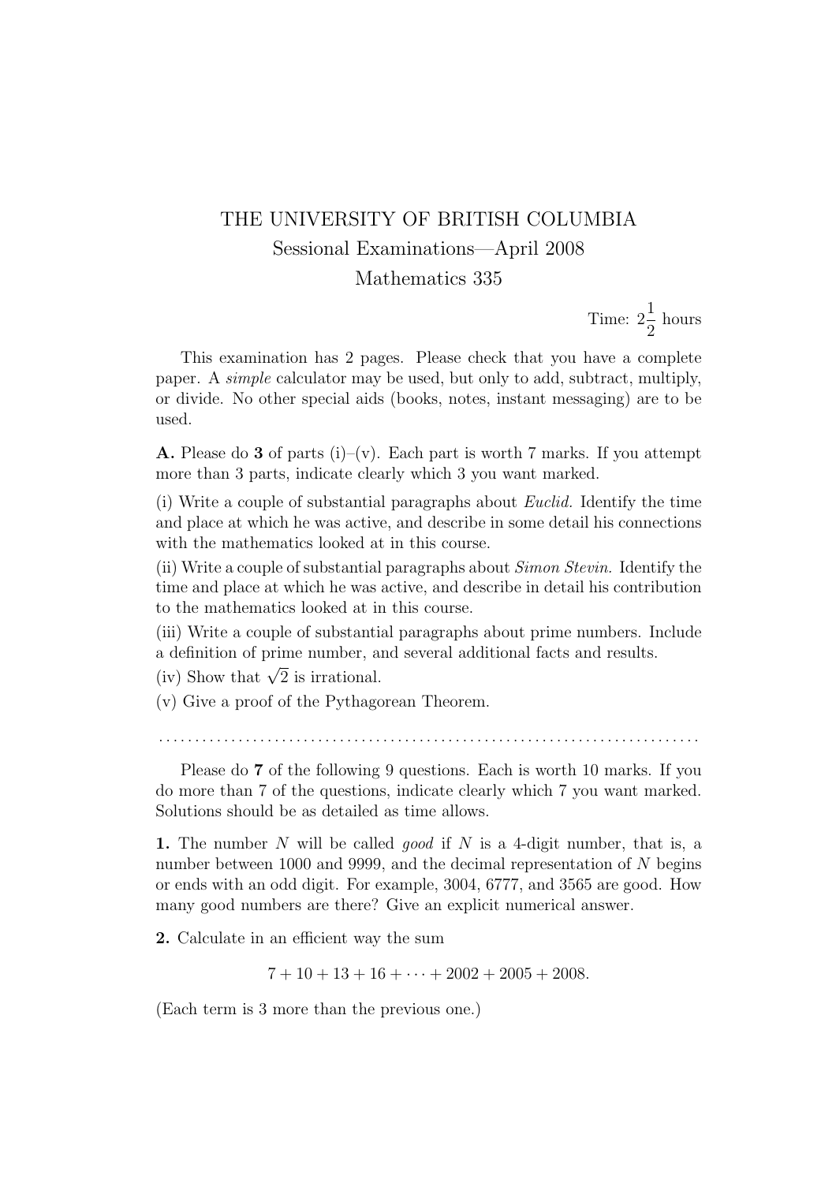# THE UNIVERSITY OF BRITISH COLUMBIA

## Sessional Examinations—April 2008

## Mathematics 335

Time: $2\frac{1}{2}$ hours

This examination has 2 pages. Please check that you have a complete paper. A *simple* calculator may be used, but only to add, subtract, multiply, or divide. No other special aids (books, notes, instant messaging) are to be used.

**A.** Please do **3** of parts (i)–(v). Each part is worth 7 marks. If you attempt more than 3 parts, indicate clearly which 3 you want marked.

(i) Write a couple of substantial paragraphs about *Euclid.* Identify the time and place at which he was active, and describe in some detail his connections with the mathematics looked at in this course.

(ii) Write a couple of substantial paragraphs about *Simon Stevin.* Identify the time and place at which he was active, and describe in detail his contribution to the mathematics looked at in this course.

(iii) Write a couple of substantial paragraphs about prime numbers. Include a definition of prime number, and several additional facts and results.

(iv) Show that $\sqrt{2}$ is irrational.

(v) Give a proof of the Pythagorean Theorem.

. . . . . . . . . . . . . . . . . . . . . . . . . . . . . . . . . . . . . . . . . . . . . . . . . . . . . . . . . . . . . . . . . . . . . . . . . . . .

Please do **7** of the following 9 questions. Each is worth 10 marks. If you do more than 7 of the questions, indicate clearly which 7 you want marked. Solutions should be as detailed as time allows.

**1.** The number $N$ will be called *good* if $N$ is a 4-digit number, that is, a number between 1000 and 9999, and the decimal representation of $N$ begins or ends with an odd digit. For example, 3004, 6777, and 3565 are good. How many good numbers are there? Give an explicit numerical answer.

**2.** Calculate in an efficient way the sum

$$7 + 10 + 13 + 16 + \cdots + 2002 + 2005 + 2008.$$

(Each term is 3 more than the previous one.)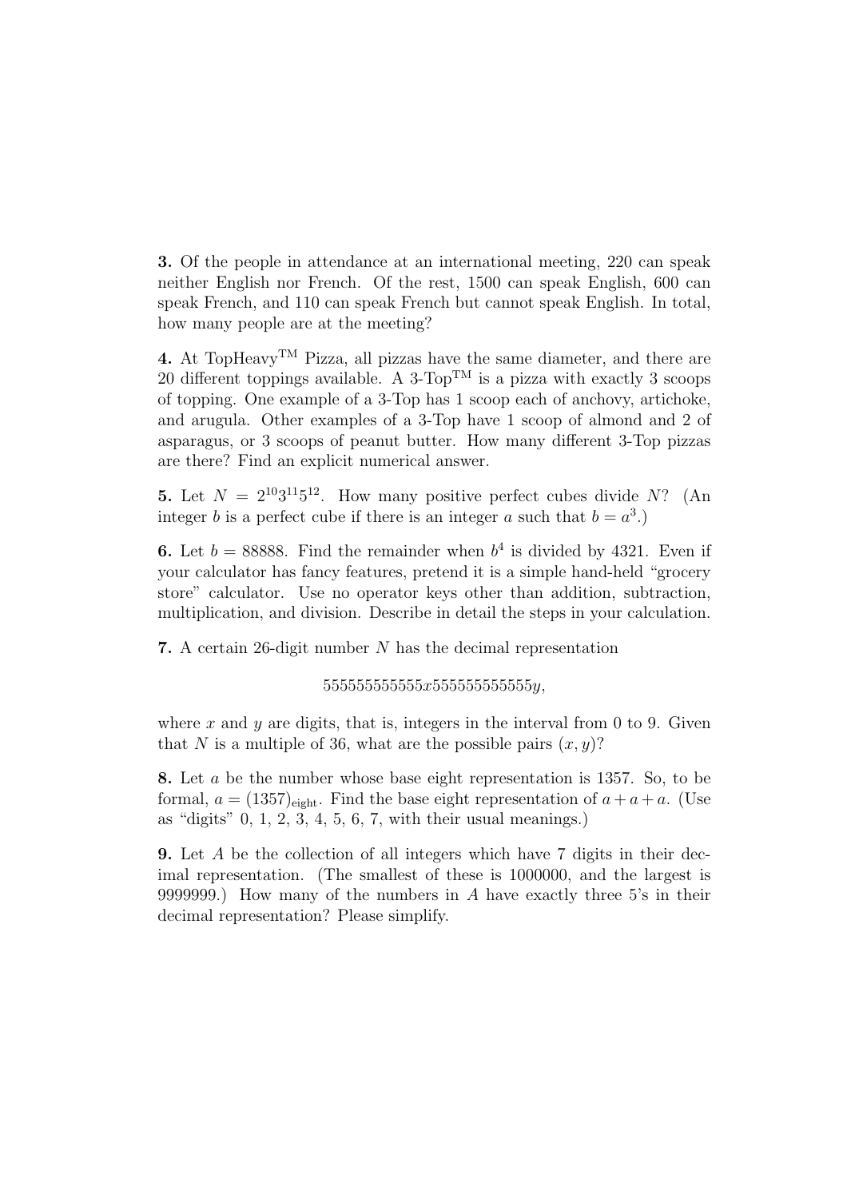**3.** Of the people in attendance at an international meeting, 220 can speak neither English nor French. Of the rest, 1500 can speak English, 600 can speak French, and 110 can speak French but cannot speak English. In total, how many people are at the meeting?

**4.** At TopHeavy™ Pizza, all pizzas have the same diameter, and there are 20 different toppings available. A 3-Top™ is a pizza with exactly 3 scoops of topping. One example of a 3-Top has 1 scoop each of anchovy, artichoke, and arugula. Other examples of a 3-Top have 1 scoop of almond and 2 of asparagus, or 3 scoops of peanut butter. How many different 3-Top pizzas are there? Find an explicit numerical answer.

**5.** Let $N = 2^{10}3^{11}5^{12}$. How many positive perfect cubes divide $N$? (An integer $b$ is a perfect cube if there is an integer $a$ such that $b = a^3$.)

**6.** Let $b = 88888$. Find the remainder when $b^4$ is divided by 4321. Even if your calculator has fancy features, pretend it is a simple hand-held "grocery store" calculator. Use no operator keys other than addition, subtraction, multiplication, and division. Describe in detail the steps in your calculation.

**7.** A certain 26-digit number $N$ has the decimal representation

$$555555555555x555555555555y,$$

where $x$ and $y$ are digits, that is, integers in the interval from 0 to 9. Given that $N$ is a multiple of 36, what are the possible pairs $(x, y)$?

**8.** Let $a$ be the number whose base eight representation is 1357. So, to be formal, $a = (1357)_{\text{eight}}$. Find the base eight representation of $a + a + a$. (Use as "digits" 0, 1, 2, 3, 4, 5, 6, 7, with their usual meanings.)

**9.** Let $A$ be the collection of all integers which have 7 digits in their decimal representation. (The smallest of these is 1000000, and the largest is 9999999.) How many of the numbers in $A$ have exactly three 5's in their decimal representation? Please simplify.